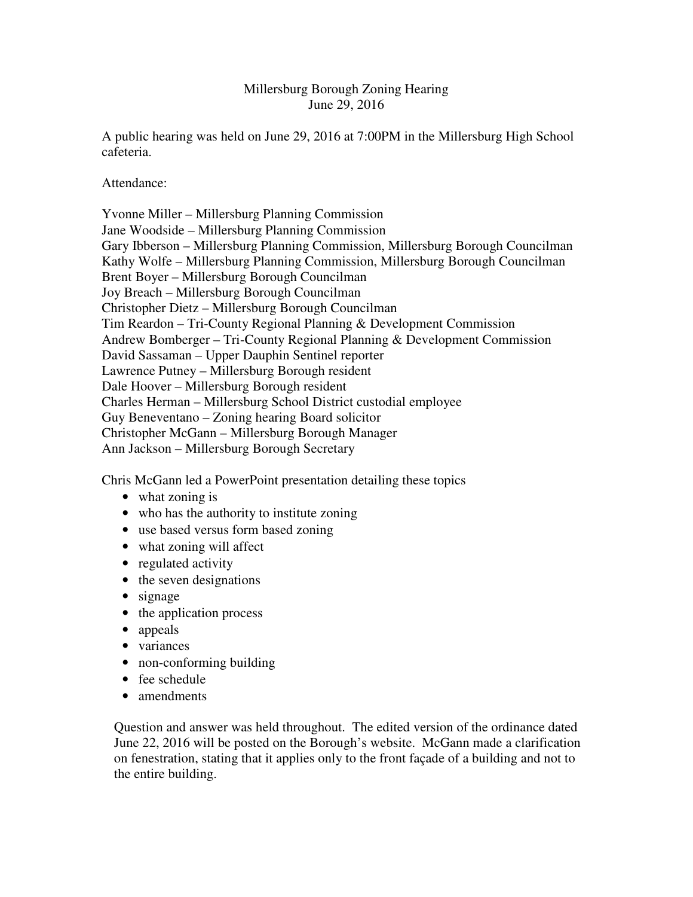# Millersburg Borough Zoning Hearing

June 29, 2016

A public hearing was held on June 29, 2016 at 7:00PM in the Millersburg High School cafeteria.

Attendance:

Yvonne Miller – Millersburg Planning Commission
Jane Woodside – Millersburg Planning Commission
Gary Ibberson – Millersburg Planning Commission, Millersburg Borough Councilman
Kathy Wolfe – Millersburg Planning Commission, Millersburg Borough Councilman
Brent Boyer – Millersburg Borough Councilman
Joy Breach – Millersburg Borough Councilman
Christopher Dietz – Millersburg Borough Councilman
Tim Reardon – Tri-County Regional Planning & Development Commission
Andrew Bomberger – Tri-County Regional Planning & Development Commission
David Sassaman – Upper Dauphin Sentinel reporter
Lawrence Putney – Millersburg Borough resident
Dale Hoover – Millersburg Borough resident
Charles Herman – Millersburg School District custodial employee
Guy Beneventano – Zoning hearing Board solicitor
Christopher McGann – Millersburg Borough Manager
Ann Jackson – Millersburg Borough Secretary

Chris McGann led a PowerPoint presentation detailing these topics

- what zoning is
- who has the authority to institute zoning
- use based versus form based zoning
- what zoning will affect
- regulated activity
- the seven designations
- signage
- the application process
- appeals
- variances
- non-conforming building
- fee schedule
- amendments

Question and answer was held throughout. The edited version of the ordinance dated June 22, 2016 will be posted on the Borough's website. McGann made a clarification on fenestration, stating that it applies only to the front façade of a building and not to the entire building.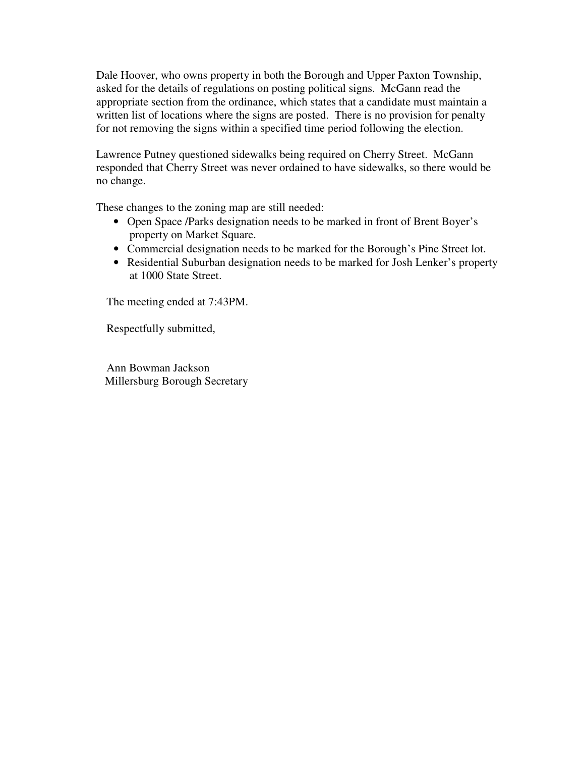Dale Hoover, who owns property in both the Borough and Upper Paxton Township, asked for the details of regulations on posting political signs. McGann read the appropriate section from the ordinance, which states that a candidate must maintain a written list of locations where the signs are posted. There is no provision for penalty for not removing the signs within a specified time period following the election.

Lawrence Putney questioned sidewalks being required on Cherry Street. McGann responded that Cherry Street was never ordained to have sidewalks, so there would be no change.

These changes to the zoning map are still needed:

- Open Space /Parks designation needs to be marked in front of Brent Boyer's property on Market Square.
- Commercial designation needs to be marked for the Borough's Pine Street lot.
- Residential Suburban designation needs to be marked for Josh Lenker's property at 1000 State Street.

The meeting ended at 7:43PM.

Respectfully submitted,

Ann Bowman Jackson
Millersburg Borough Secretary